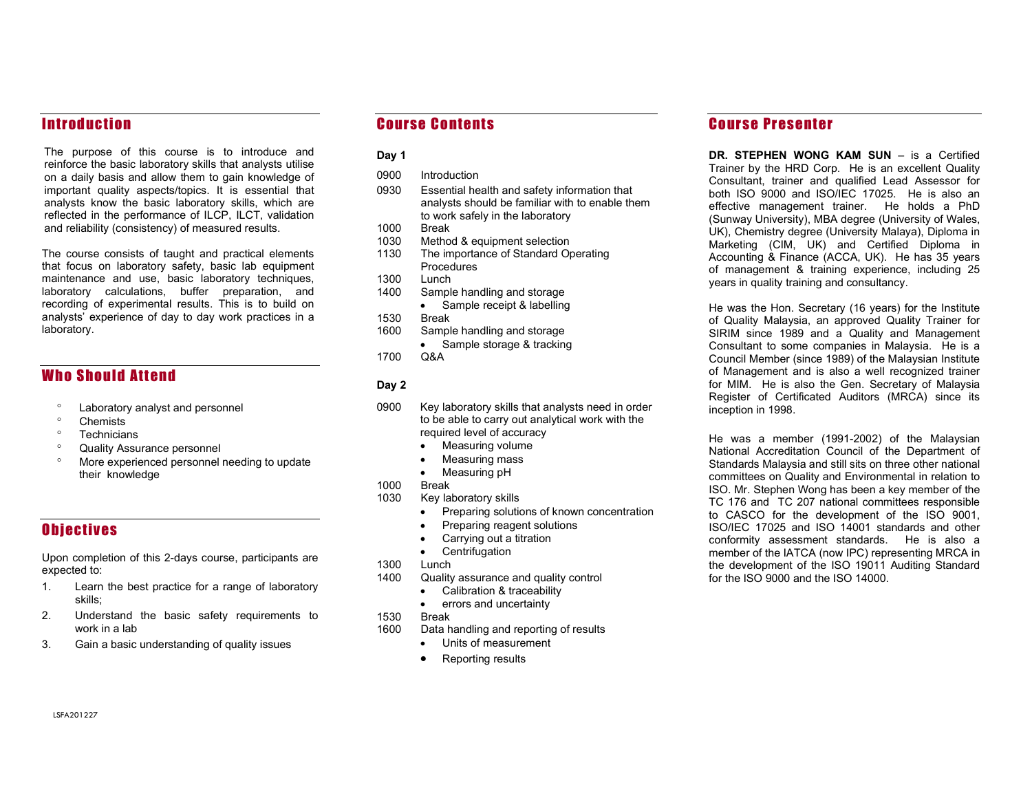## Introduction

The purpose of this course is to introduce and reinforce the basic laboratory skills that analysts utilise on a daily basis and allow them to gain knowledge of important quality aspects/topics. It is essential that analysts know the basic laboratory skills, which are reflected in the performance of ILCP, ILCT, validation and reliability (consistency) of measured results.

The course consists of taught and practical elements that focus on laboratory safety, basic lab equipment maintenance and use, basic laboratory techniques, laboratory calculations, buffer preparation, and recording of experimental results. This is to build on analysts' experience of day to day work practices in a laboratory.

## Who Should Attend

- Laboratory analyst and personnel
- Chemists
- Technicians
- Quality Assurance personnel
- More experienced personnel needing to update their knowledge

## Objectives

Upon completion of this 2-days course, participants are expected to:

1. Learn the best practice for a range of laboratory skills;
2. Understand the basic safety requirements to work in a lab
3. Gain a basic understanding of quality issues

## Course Contents

**Day 1**

| | |
|---|---|
| 0900 | Introduction |
| 0930 | Essential health and safety information that analysts should be familiar with to enable them to work safely in the laboratory |
| 1000 | Break |
| 1030 | Method & equipment selection |
| 1130 | The importance of Standard Operating Procedures |
| 1300 | Lunch |
| 1400 | Sample handling and storage<br>• Sample receipt & labelling |
| 1530 | Break |
| 1600 | Sample handling and storage<br>• Sample storage & tracking |
| 1700 | Q&A |

**Day 2**

| | |
|---|---|
| 0900 | Key laboratory skills that analysts need in order to be able to carry out analytical work with the required level of accuracy<br>• Measuring volume<br>• Measuring mass<br>• Measuring pH |
| 1000 | Break |
| 1030 | Key laboratory skills<br>• Preparing solutions of known concentration<br>• Preparing reagent solutions<br>• Carrying out a titration<br>• Centrifugation |
| 1300 | Lunch |
| 1400 | Quality assurance and quality control<br>• Calibration & traceability<br>• errors and uncertainty |
| 1530 | Break |
| 1600 | Data handling and reporting of results<br>• Units of measurement<br>• Reporting results |

## Course Presenter

**DR. STEPHEN WONG KAM SUN** – is a Certified Trainer by the HRD Corp. He is an excellent Quality Consultant, trainer and qualified Lead Assessor for both ISO 9000 and ISO/IEC 17025. He is also an effective management trainer. He holds a PhD (Sunway University), MBA degree (University of Wales, UK), Chemistry degree (University Malaya), Diploma in Marketing (CIM, UK) and Certified Diploma in Accounting & Finance (ACCA, UK). He has 35 years of management & training experience, including 25 years in quality training and consultancy.

He was the Hon. Secretary (16 years) for the Institute of Quality Malaysia, an approved Quality Trainer for SIRIM since 1989 and a Quality and Management Consultant to some companies in Malaysia. He is a Council Member (since 1989) of the Malaysian Institute of Management and is also a well recognized trainer for MIM. He is also the Gen. Secretary of Malaysia Register of Certificated Auditors (MRCA) since its inception in 1998.

He was a member (1991-2002) of the Malaysian National Accreditation Council of the Department of Standards Malaysia and still sits on three other national committees on Quality and Environmental in relation to ISO. Mr. Stephen Wong has been a key member of the TC 176 and TC 207 national committees responsible to CASCO for the development of the ISO 9001, ISO/IEC 17025 and ISO 14001 standards and other conformity assessment standards. He is also a member of the IATCA (now IPC) representing MRCA in the development of the ISO 19011 Auditing Standard for the ISO 9000 and the ISO 14000.

LSFA201227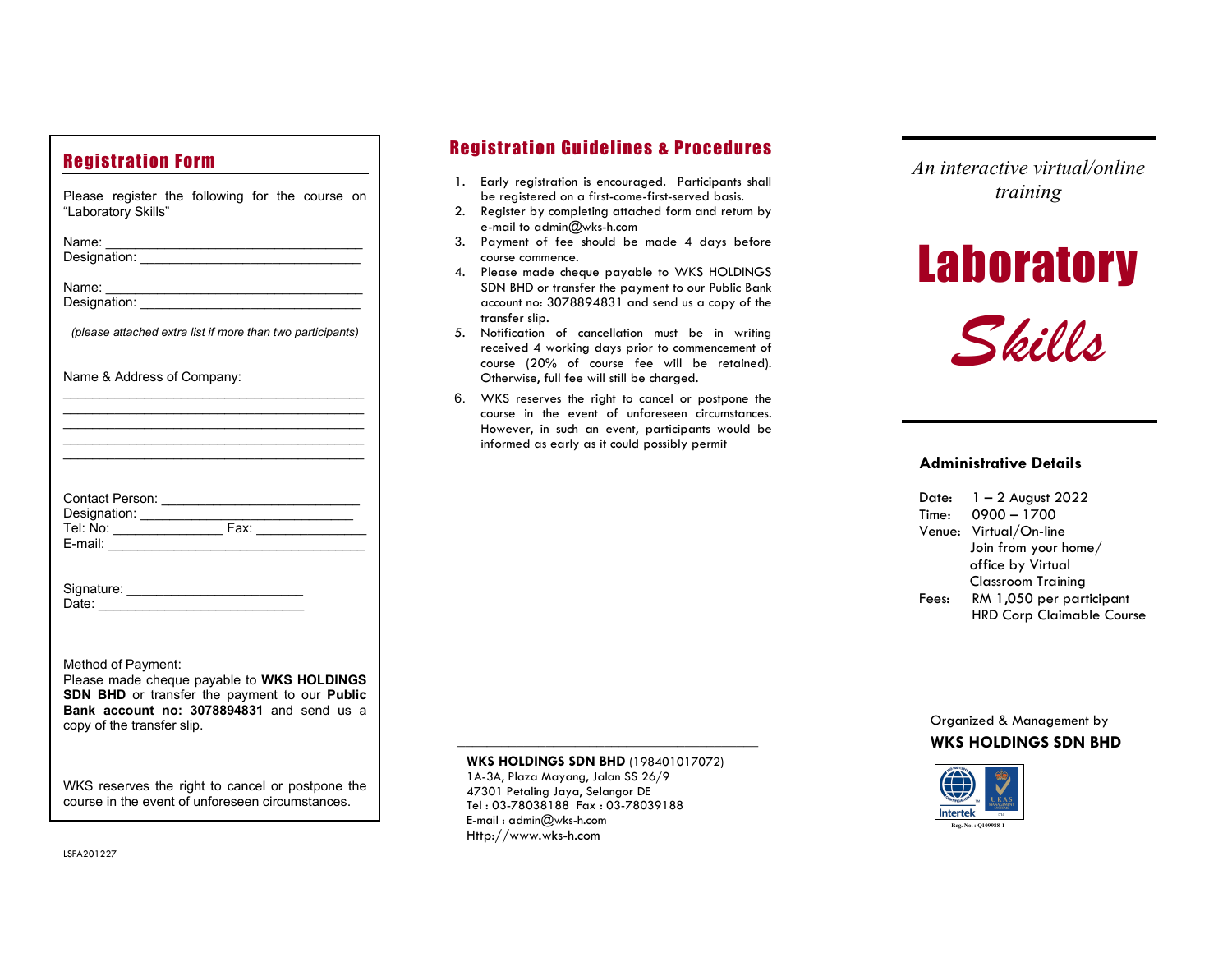## Registration Form

Please register the following for the course on "Laboratory Skills"

Name: ___________________________________
Designation: _______________________________

Name: ___________________________________
Designation: _______________________________

*(please attached extra list if more than two participants)*

Name & Address of Company:

___________________________________________
___________________________________________
___________________________________________
___________________________________________
___________________________________________

Contact Person: ____________________________
Designation: _______________________________
Tel: No: _______________ Fax: _______________
E-mail: ___________________________________

Signature: _________________________
Date: _____________________________

Method of Payment:
Please made cheque payable to **WKS HOLDINGS SDN BHD** or transfer the payment to our **Public Bank account no: 3078894831** and send us a copy of the transfer slip.

WKS reserves the right to cancel or postpone the course in the event of unforeseen circumstances.

LSFA201227

## Registration Guidelines & Procedures

1. Early registration is encouraged. Participants shall be registered on a first-come-first-served basis.
2. Register by completing attached form and return by e-mail to admin@wks-h.com
3. Payment of fee should be made 4 days before course commence.
4. Please made cheque payable to WKS HOLDINGS SDN BHD or transfer the payment to our Public Bank account no: 3078894831 and send us a copy of the transfer slip.
5. Notification of cancellation must be in writing received 4 working days prior to commencement of course (20% of course fee will be retained). Otherwise, full fee will still be charged.
6. WKS reserves the right to cancel or postpone the course in the event of unforeseen circumstances. However, in such an event, participants would be informed as early as it could possibly permit

**WKS HOLDINGS SDN BHD** (198401017072)
1A-3A, Plaza Mayang, Jalan SS 26/9
47301 Petaling Jaya, Selangor DE
Tel : 03-78038188 Fax : 03-78039188
E-mail : admin@wks-h.com
Http://www.wks-h.com

*An interactive virtual/online training*

# Laboratory *Skills*

### Administrative Details

Date: 1 – 2 August 2022
Time: 0900 – 1700
Venue: Virtual/On-line
Join from your home/ office by Virtual Classroom Training
Fees: RM 1,050 per participant
HRD Corp Claimable Course

Organized & Management by
**WKS HOLDINGS SDN BHD**

Intertek
Reg. No. : Q109988-1